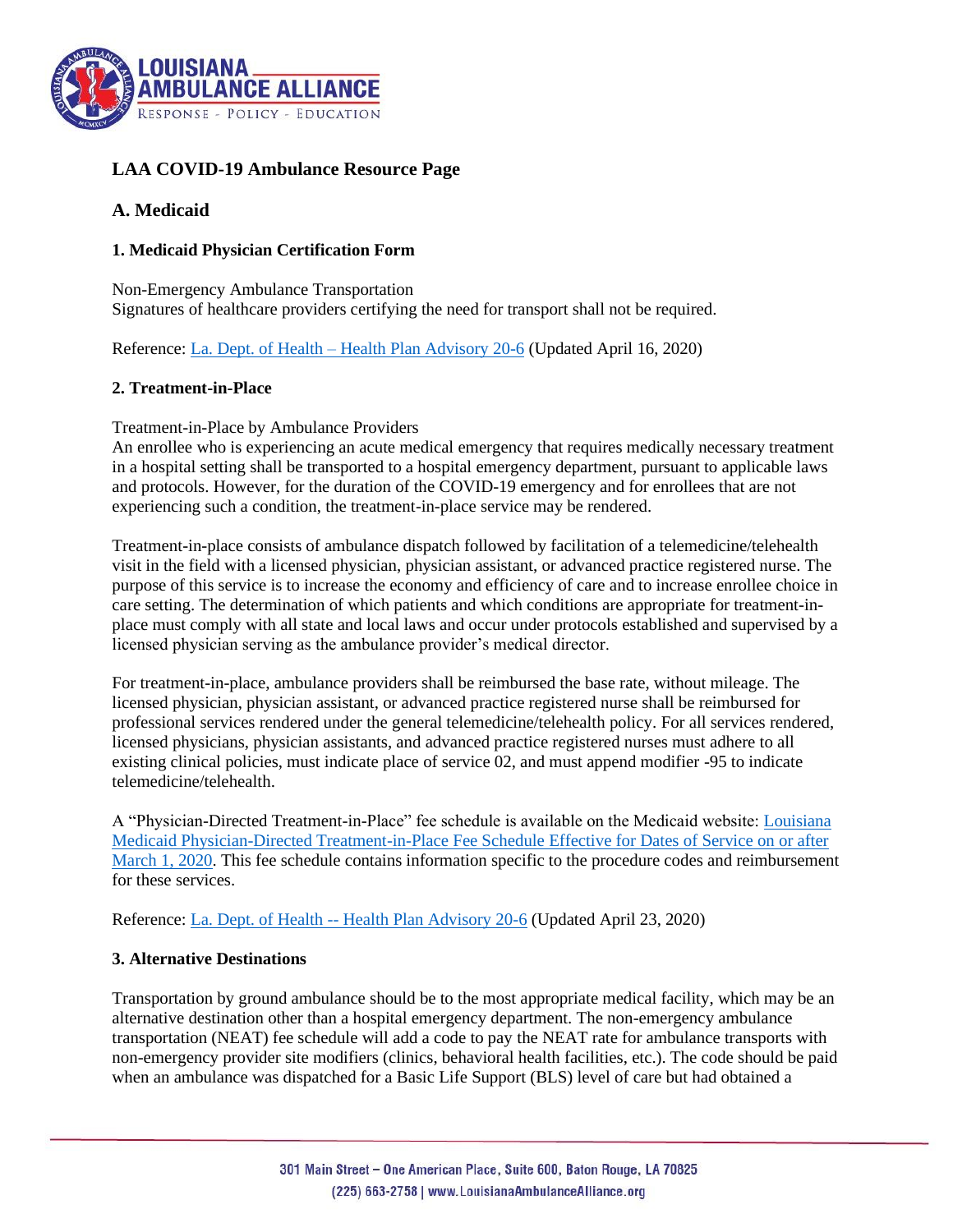## LAA COVID-19 Ambulance Resource Page

### A. Medicaid

#### 1. Medicaid Physician Certification Form

Non-Emergency Ambulance Transportation
Signatures of healthcare providers certifying the need for transport shall not be required.

Reference: [La. Dept. of Health – Health Plan Advisory 20-6] (Updated April 16, 2020)

#### 2. Treatment-in-Place

Treatment-in-Place by Ambulance Providers
An enrollee who is experiencing an acute medical emergency that requires medically necessary treatment in a hospital setting shall be transported to a hospital emergency department, pursuant to applicable laws and protocols. However, for the duration of the COVID-19 emergency and for enrollees that are not experiencing such a condition, the treatment-in-place service may be rendered.

Treatment-in-place consists of ambulance dispatch followed by facilitation of a telemedicine/telehealth visit in the field with a licensed physician, physician assistant, or advanced practice registered nurse. The purpose of this service is to increase the economy and efficiency of care and to increase enrollee choice in care setting. The determination of which patients and which conditions are appropriate for treatment-in-place must comply with all state and local laws and occur under protocols established and supervised by a licensed physician serving as the ambulance provider's medical director.

For treatment-in-place, ambulance providers shall be reimbursed the base rate, without mileage. The licensed physician, physician assistant, or advanced practice registered nurse shall be reimbursed for professional services rendered under the general telemedicine/telehealth policy. For all services rendered, licensed physicians, physician assistants, and advanced practice registered nurses must adhere to all existing clinical policies, must indicate place of service 02, and must append modifier -95 to indicate telemedicine/telehealth.

A "Physician-Directed Treatment-in-Place" fee schedule is available on the Medicaid website: [Louisiana Medicaid Physician-Directed Treatment-in-Place Fee Schedule Effective for Dates of Service on or after March 1, 2020]. This fee schedule contains information specific to the procedure codes and reimbursement for these services.

Reference: [La. Dept. of Health -- Health Plan Advisory 20-6] (Updated April 23, 2020)

#### 3. Alternative Destinations

Transportation by ground ambulance should be to the most appropriate medical facility, which may be an alternative destination other than a hospital emergency department. The non-emergency ambulance transportation (NEAT) fee schedule will add a code to pay the NEAT rate for ambulance transports with non-emergency provider site modifiers (clinics, behavioral health facilities, etc.). The code should be paid when an ambulance was dispatched for a Basic Life Support (BLS) level of care but had obtained a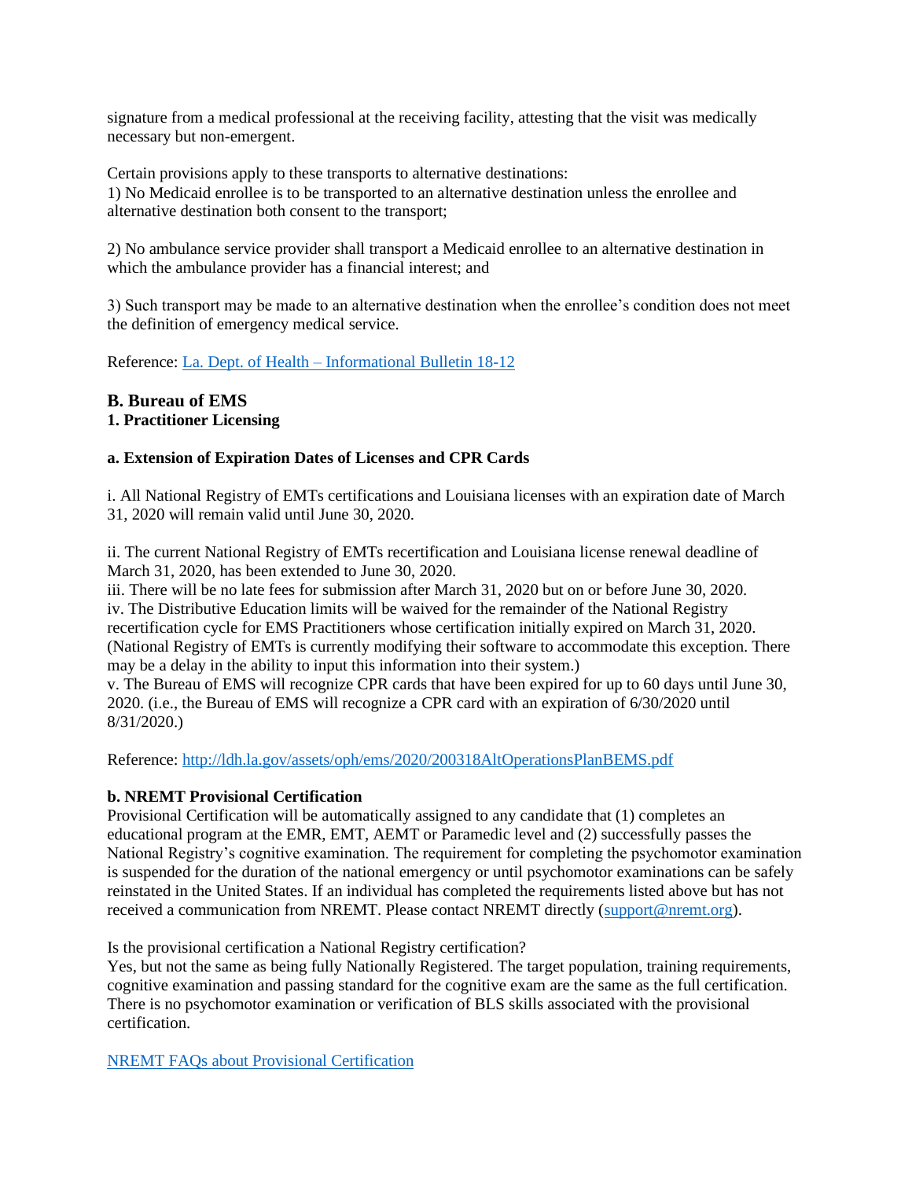signature from a medical professional at the receiving facility, attesting that the visit was medically necessary but non-emergent.

Certain provisions apply to these transports to alternative destinations:
1) No Medicaid enrollee is to be transported to an alternative destination unless the enrollee and alternative destination both consent to the transport;

2) No ambulance service provider shall transport a Medicaid enrollee to an alternative destination in which the ambulance provider has a financial interest; and

3) Such transport may be made to an alternative destination when the enrollee's condition does not meet the definition of emergency medical service.

Reference: [La. Dept. of Health – Informational Bulletin 18-12]

## B. Bureau of EMS

### 1. Practitioner Licensing

#### a. Extension of Expiration Dates of Licenses and CPR Cards

i. All National Registry of EMTs certifications and Louisiana licenses with an expiration date of March 31, 2020 will remain valid until June 30, 2020.

ii. The current National Registry of EMTs recertification and Louisiana license renewal deadline of March 31, 2020, has been extended to June 30, 2020.
iii. There will be no late fees for submission after March 31, 2020 but on or before June 30, 2020.
iv. The Distributive Education limits will be waived for the remainder of the National Registry recertification cycle for EMS Practitioners whose certification initially expired on March 31, 2020. (National Registry of EMTs is currently modifying their software to accommodate this exception. There may be a delay in the ability to input this information into their system.)
v. The Bureau of EMS will recognize CPR cards that have been expired for up to 60 days until June 30, 2020. (i.e., the Bureau of EMS will recognize a CPR card with an expiration of 6/30/2020 until 8/31/2020.)

Reference: http://ldh.la.gov/assets/oph/ems/2020/200318AltOperationsPlanBEMS.pdf

#### b. NREMT Provisional Certification

Provisional Certification will be automatically assigned to any candidate that (1) completes an educational program at the EMR, EMT, AEMT or Paramedic level and (2) successfully passes the National Registry's cognitive examination. The requirement for completing the psychomotor examination is suspended for the duration of the national emergency or until psychomotor examinations can be safely reinstated in the United States. If an individual has completed the requirements listed above but has not received a communication from NREMT. Please contact NREMT directly (support@nremt.org).

Is the provisional certification a National Registry certification?
Yes, but not the same as being fully Nationally Registered. The target population, training requirements, cognitive examination and passing standard for the cognitive exam are the same as the full certification. There is no psychomotor examination or verification of BLS skills associated with the provisional certification.

[NREMT FAQs about Provisional Certification]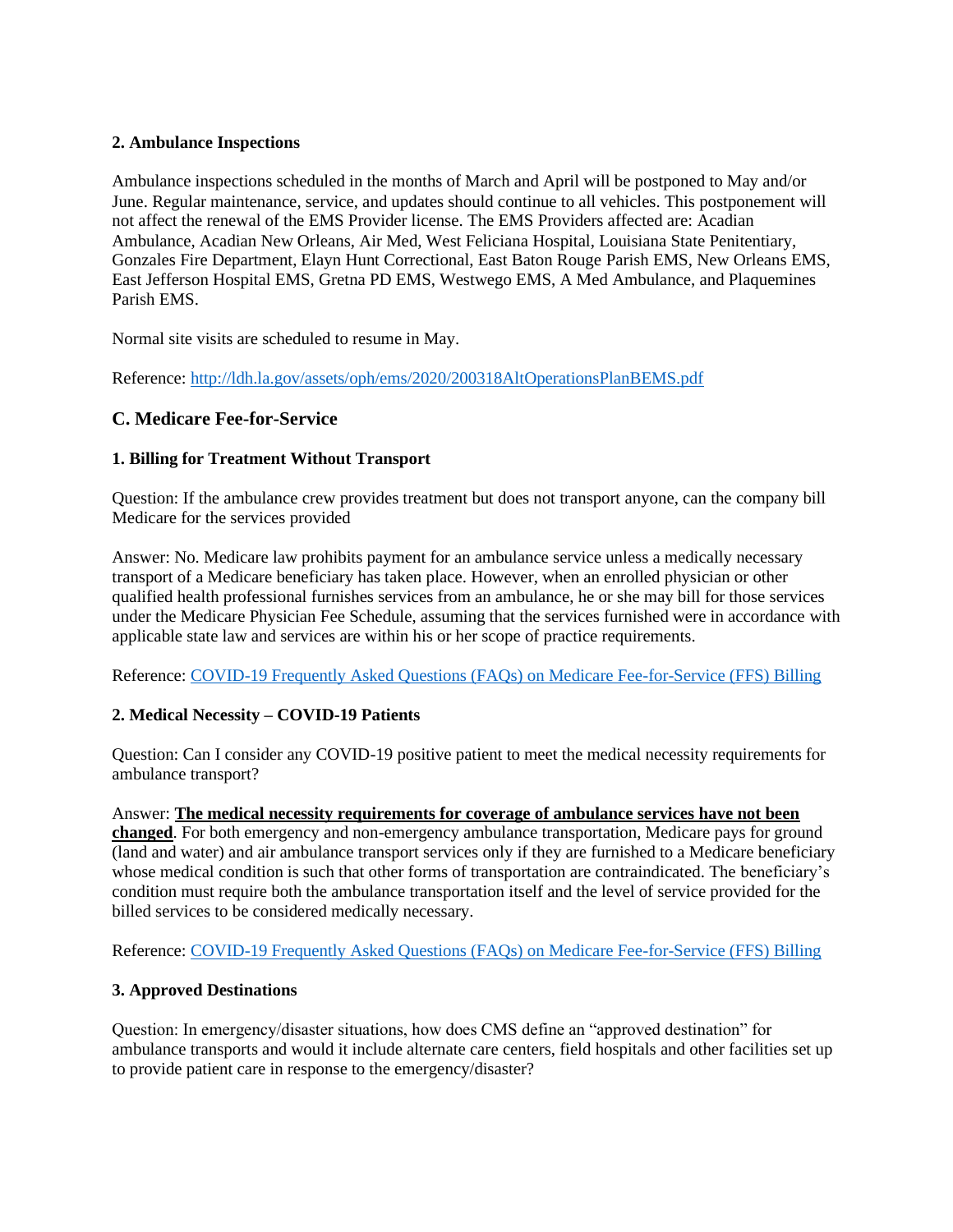**2. Ambulance Inspections**

Ambulance inspections scheduled in the months of March and April will be postponed to May and/or June. Regular maintenance, service, and updates should continue to all vehicles. This postponement will not affect the renewal of the EMS Provider license. The EMS Providers affected are: Acadian Ambulance, Acadian New Orleans, Air Med, West Feliciana Hospital, Louisiana State Penitentiary, Gonzales Fire Department, Elayn Hunt Correctional, East Baton Rouge Parish EMS, New Orleans EMS, East Jefferson Hospital EMS, Gretna PD EMS, Westwego EMS, A Med Ambulance, and Plaquemines Parish EMS.

Normal site visits are scheduled to resume in May.

Reference: http://ldh.la.gov/assets/oph/ems/2020/200318AltOperationsPlanBEMS.pdf

## C. Medicare Fee-for-Service

**1. Billing for Treatment Without Transport**

Question: If the ambulance crew provides treatment but does not transport anyone, can the company bill Medicare for the services provided

Answer: No. Medicare law prohibits payment for an ambulance service unless a medically necessary transport of a Medicare beneficiary has taken place. However, when an enrolled physician or other qualified health professional furnishes services from an ambulance, he or she may bill for those services under the Medicare Physician Fee Schedule, assuming that the services furnished were in accordance with applicable state law and services are within his or her scope of practice requirements.

Reference: COVID-19 Frequently Asked Questions (FAQs) on Medicare Fee-for-Service (FFS) Billing

**2. Medical Necessity – COVID-19 Patients**

Question: Can I consider any COVID-19 positive patient to meet the medical necessity requirements for ambulance transport?

Answer: **The medical necessity requirements for coverage of ambulance services have not been changed**. For both emergency and non-emergency ambulance transportation, Medicare pays for ground (land and water) and air ambulance transport services only if they are furnished to a Medicare beneficiary whose medical condition is such that other forms of transportation are contraindicated. The beneficiary's condition must require both the ambulance transportation itself and the level of service provided for the billed services to be considered medically necessary.

Reference: COVID-19 Frequently Asked Questions (FAQs) on Medicare Fee-for-Service (FFS) Billing

**3. Approved Destinations**

Question: In emergency/disaster situations, how does CMS define an "approved destination" for ambulance transports and would it include alternate care centers, field hospitals and other facilities set up to provide patient care in response to the emergency/disaster?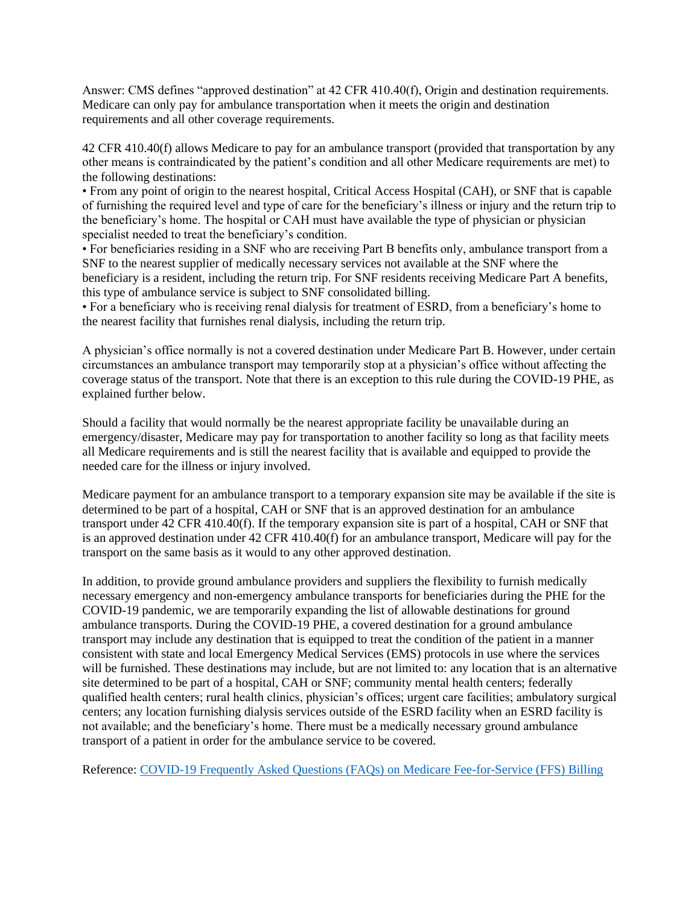Answer: CMS defines "approved destination" at 42 CFR 410.40(f), Origin and destination requirements. Medicare can only pay for ambulance transportation when it meets the origin and destination requirements and all other coverage requirements.

42 CFR 410.40(f) allows Medicare to pay for an ambulance transport (provided that transportation by any other means is contraindicated by the patient's condition and all other Medicare requirements are met) to the following destinations:

- From any point of origin to the nearest hospital, Critical Access Hospital (CAH), or SNF that is capable of furnishing the required level and type of care for the beneficiary's illness or injury and the return trip to the beneficiary's home. The hospital or CAH must have available the type of physician or physician specialist needed to treat the beneficiary's condition.
- For beneficiaries residing in a SNF who are receiving Part B benefits only, ambulance transport from a SNF to the nearest supplier of medically necessary services not available at the SNF where the beneficiary is a resident, including the return trip. For SNF residents receiving Medicare Part A benefits, this type of ambulance service is subject to SNF consolidated billing.
- For a beneficiary who is receiving renal dialysis for treatment of ESRD, from a beneficiary's home to the nearest facility that furnishes renal dialysis, including the return trip.

A physician's office normally is not a covered destination under Medicare Part B. However, under certain circumstances an ambulance transport may temporarily stop at a physician's office without affecting the coverage status of the transport. Note that there is an exception to this rule during the COVID-19 PHE, as explained further below.

Should a facility that would normally be the nearest appropriate facility be unavailable during an emergency/disaster, Medicare may pay for transportation to another facility so long as that facility meets all Medicare requirements and is still the nearest facility that is available and equipped to provide the needed care for the illness or injury involved.

Medicare payment for an ambulance transport to a temporary expansion site may be available if the site is determined to be part of a hospital, CAH or SNF that is an approved destination for an ambulance transport under 42 CFR 410.40(f). If the temporary expansion site is part of a hospital, CAH or SNF that is an approved destination under 42 CFR 410.40(f) for an ambulance transport, Medicare will pay for the transport on the same basis as it would to any other approved destination.

In addition, to provide ground ambulance providers and suppliers the flexibility to furnish medically necessary emergency and non-emergency ambulance transports for beneficiaries during the PHE for the COVID-19 pandemic, we are temporarily expanding the list of allowable destinations for ground ambulance transports. During the COVID-19 PHE, a covered destination for a ground ambulance transport may include any destination that is equipped to treat the condition of the patient in a manner consistent with state and local Emergency Medical Services (EMS) protocols in use where the services will be furnished. These destinations may include, but are not limited to: any location that is an alternative site determined to be part of a hospital, CAH or SNF; community mental health centers; federally qualified health centers; rural health clinics, physician's offices; urgent care facilities; ambulatory surgical centers; any location furnishing dialysis services outside of the ESRD facility when an ESRD facility is not available; and the beneficiary's home. There must be a medically necessary ground ambulance transport of a patient in order for the ambulance service to be covered.

Reference: COVID-19 Frequently Asked Questions (FAQs) on Medicare Fee-for-Service (FFS) Billing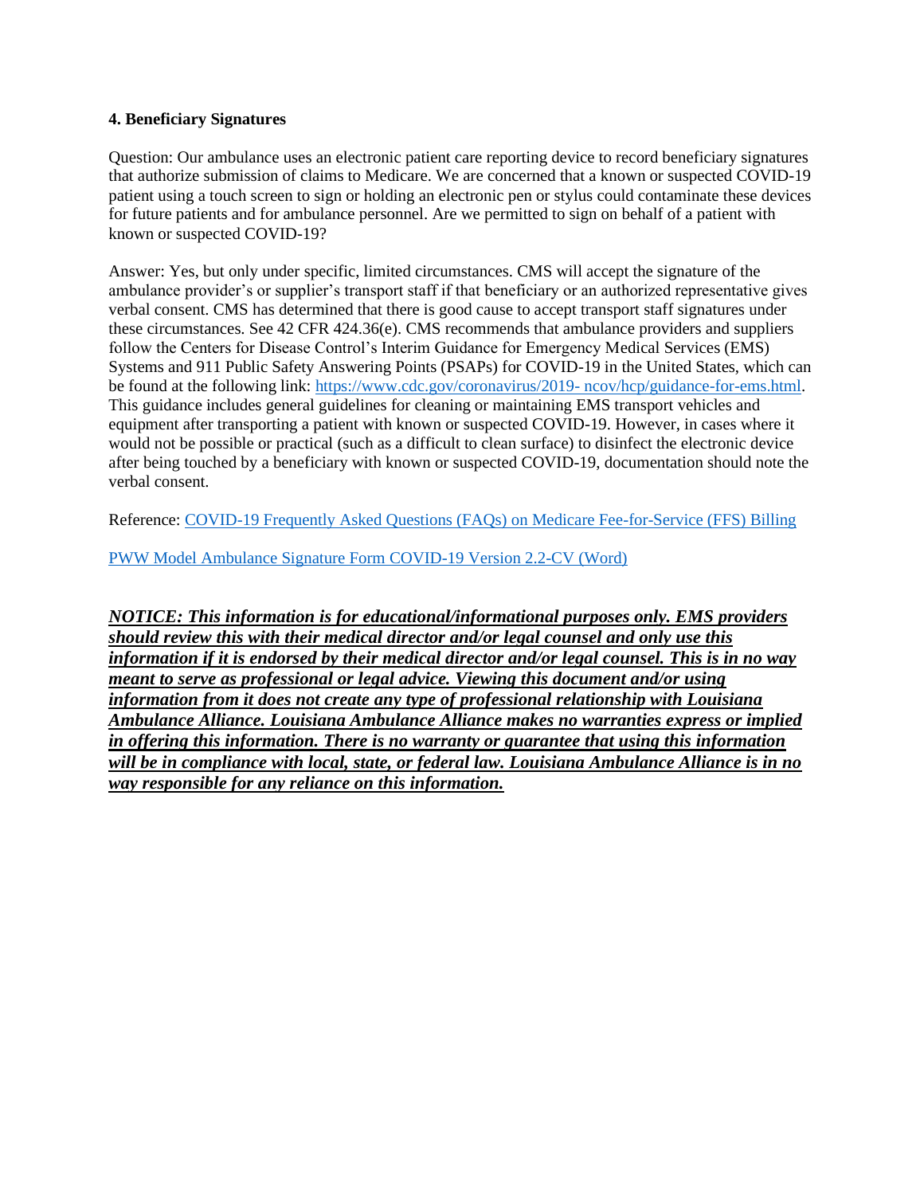**4. Beneficiary Signatures**

Question: Our ambulance uses an electronic patient care reporting device to record beneficiary signatures that authorize submission of claims to Medicare. We are concerned that a known or suspected COVID-19 patient using a touch screen to sign or holding an electronic pen or stylus could contaminate these devices for future patients and for ambulance personnel. Are we permitted to sign on behalf of a patient with known or suspected COVID-19?

Answer: Yes, but only under specific, limited circumstances. CMS will accept the signature of the ambulance provider's or supplier's transport staff if that beneficiary or an authorized representative gives verbal consent. CMS has determined that there is good cause to accept transport staff signatures under these circumstances. See 42 CFR 424.36(e). CMS recommends that ambulance providers and suppliers follow the Centers for Disease Control's Interim Guidance for Emergency Medical Services (EMS) Systems and 911 Public Safety Answering Points (PSAPs) for COVID-19 in the United States, which can be found at the following link: [https://www.cdc.gov/coronavirus/2019- ncov/hcp/guidance-for-ems.html](https://www.cdc.gov/coronavirus/2019-ncov/hcp/guidance-for-ems.html). This guidance includes general guidelines for cleaning or maintaining EMS transport vehicles and equipment after transporting a patient with known or suspected COVID-19. However, in cases where it would not be possible or practical (such as a difficult to clean surface) to disinfect the electronic device after being touched by a beneficiary with known or suspected COVID-19, documentation should note the verbal consent.

Reference: COVID-19 Frequently Asked Questions (FAQs) on Medicare Fee-for-Service (FFS) Billing

PWW Model Ambulance Signature Form COVID-19 Version 2.2-CV (Word)

***NOTICE: This information is for educational/informational purposes only. EMS providers should review this with their medical director and/or legal counsel and only use this information if it is endorsed by their medical director and/or legal counsel. This is in no way meant to serve as professional or legal advice. Viewing this document and/or using information from it does not create any type of professional relationship with Louisiana Ambulance Alliance. Louisiana Ambulance Alliance makes no warranties express or implied in offering this information. There is no warranty or guarantee that using this information will be in compliance with local, state, or federal law. Louisiana Ambulance Alliance is in no way responsible for any reliance on this information.***